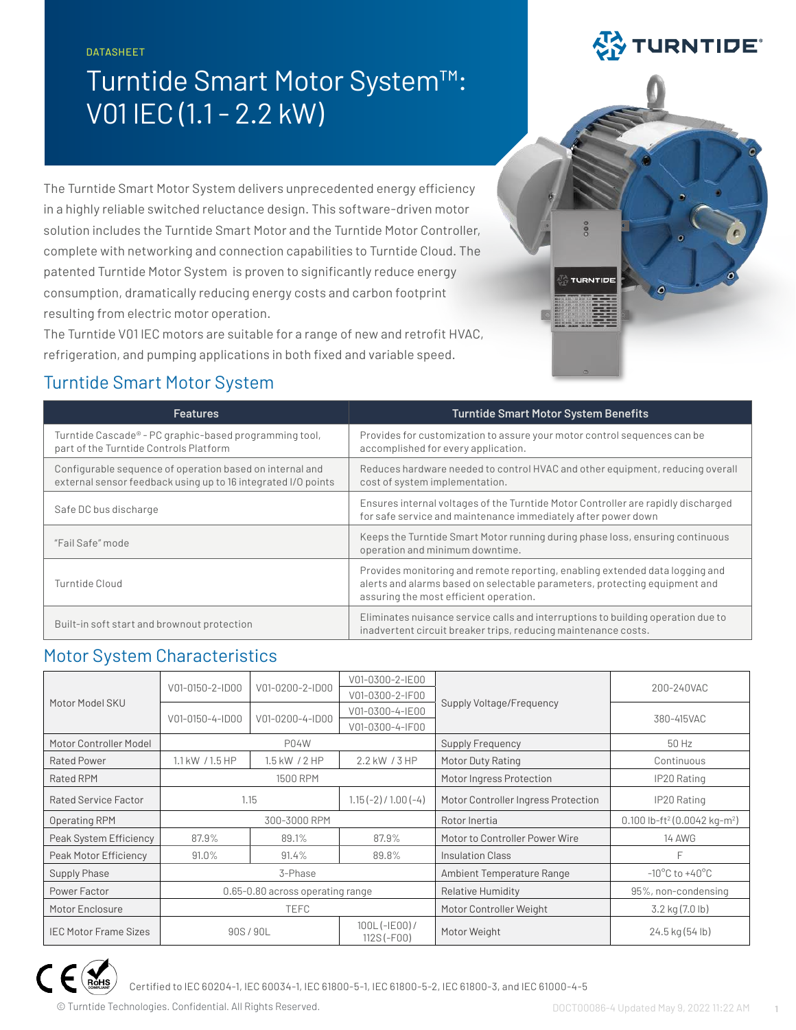DATASHEET

# Turntide Smart Motor System™: V01 IEC (1.1 - 2.2 kW)

The Turntide Smart Motor System delivers unprecedented energy efficiency in a highly reliable switched reluctance design. This software-driven motor solution includes the Turntide Smart Motor and the Turntide Motor Controller, complete with networking and connection capabilities to Turntide Cloud. The patented Turntide Motor System is proven to significantly reduce energy consumption, dramatically reducing energy costs and carbon footprint resulting from electric motor operation.

The Turntide V01 IEC motors are suitable for a range of new and retrofit HVAC, refrigeration, and pumping applications in both fixed and variable speed.

## Turntide Smart Motor System

| Features | Turntide Smart Motor System Benefits |
|---|---|
| Turntide Cascade® - PC graphic-based programming tool, part of the Turntide Controls Platform | Provides for customization to assure your motor control sequences can be accomplished for every application. |
| Configurable sequence of operation based on internal and external sensor feedback using up to 16 integrated I/O points | Reduces hardware needed to control HVAC and other equipment, reducing overall cost of system implementation. |
| Safe DC bus discharge | Ensures internal voltages of the Turntide Motor Controller are rapidly discharged for safe service and maintenance immediately after power down |
| "Fail Safe" mode | Keeps the Turntide Smart Motor running during phase loss, ensuring continuous operation and minimum downtime. |
| Turntide Cloud | Provides monitoring and remote reporting, enabling extended data logging and alerts and alarms based on selectable parameters, protecting equipment and assuring the most efficient operation. |
| Built-in soft start and brownout protection | Eliminates nuisance service calls and interruptions to building operation due to inadvertent circuit breaker trips, reducing maintenance costs. |

## Motor System Characteristics

| | | | | | |
|---|---|---|---|---|---|
| Motor Model SKU | V01-0150-2-ID00 | V01-0200-2-ID00 | V01-0300-2-IE00 | Supply Voltage/Frequency | 200-240VAC |
| | | | V01-0300-2-IF00 | | |
| | V01-0150-4-ID00 | V01-0200-4-ID00 | V01-0300-4-IE00 | | 380-415VAC |
| | | | V01-0300-4-IF00 | | |
| Motor Controller Model | P04W | | | Supply Frequency | 50 Hz |
| Rated Power | 1.1 kW / 1.5 HP | 1.5 kW / 2 HP | 2.2 kW / 3 HP | Motor Duty Rating | Continuous |
| Rated RPM | 1500 RPM | | | Motor Ingress Protection | IP20 Rating |
| Rated Service Factor | 1.15 | | 1.15 (-2) / 1.00 (-4) | Motor Controller Ingress Protection | IP20 Rating |
| Operating RPM | 300-3000 RPM | | | Rotor Inertia | 0.100 lb-ft² (0.0042 kg-m²) |
| Peak System Efficiency | 87.9% | 89.1% | 87.9% | Motor to Controller Power Wire | 14 AWG |
| Peak Motor Efficiency | 91.0% | 91.4% | 89.8% | Insulation Class | F |
| Supply Phase | 3-Phase | | | Ambient Temperature Range | -10°C to +40°C |
| Power Factor | 0.65-0.80 across operating range | | | Relative Humidity | 95%, non-condensing |
| Motor Enclosure | TEFC | | | Motor Controller Weight | 3.2 kg (7.0 lb) |
| IEC Motor Frame Sizes | 90S / 90L | | 100L (-IE00) / 112S (-F00) | Motor Weight | 24.5 kg (54 lb) |

Certified to IEC 60204-1, IEC 60034-1, IEC 61800-5-1, IEC 61800-5-2, IEC 61800-3, and IEC 61000-4-5

© Turntide Technologies. Confidential. All Rights Reserved.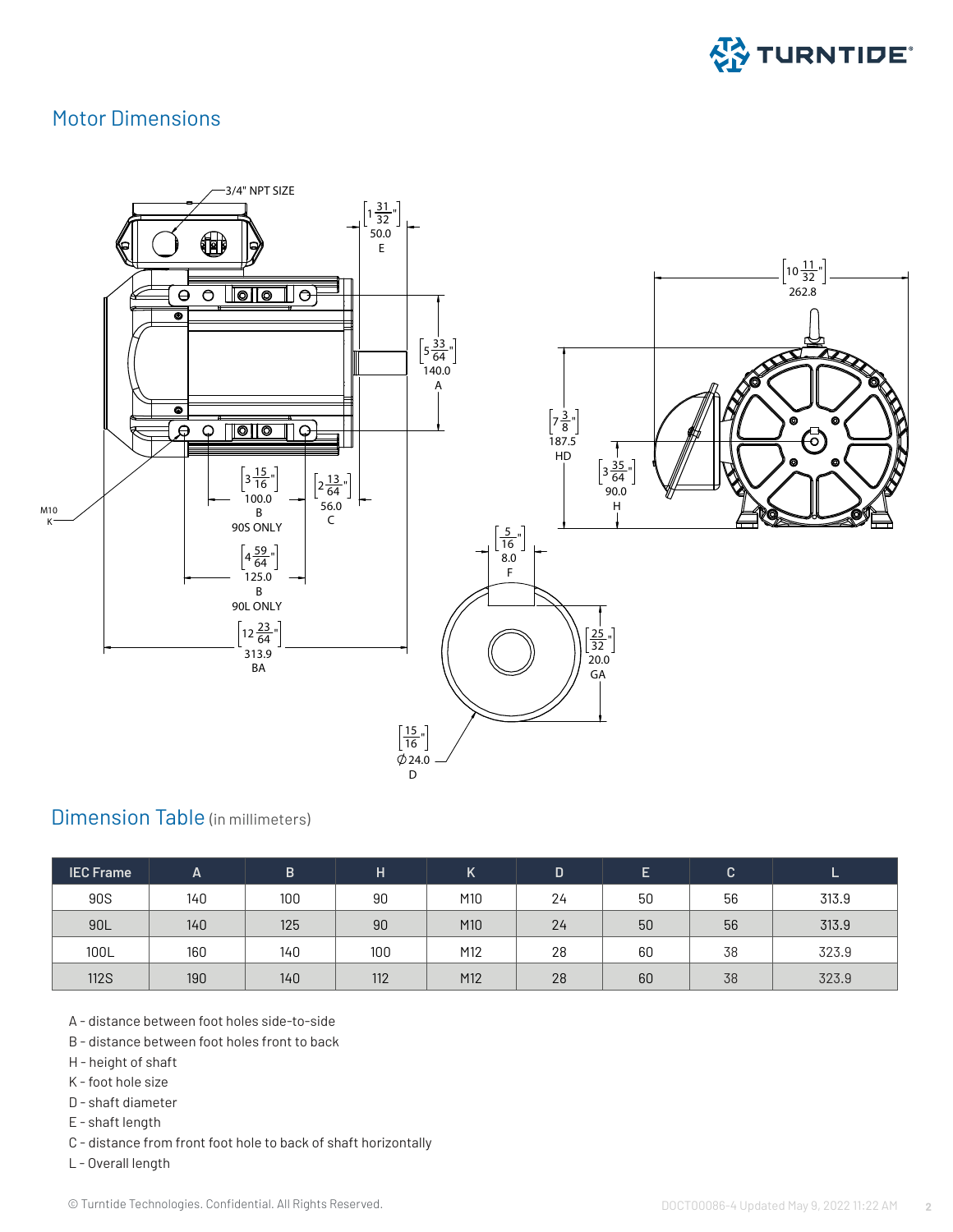## Motor Dimensions

## Dimension Table (in millimeters)

| IEC Frame | A | B | H | K | D | E | C | L |
|---|---|---|---|---|---|---|---|---|
| 90S | 140 | 100 | 90 | M10 | 24 | 50 | 56 | 313.9 |
| 90L | 140 | 125 | 90 | M10 | 24 | 50 | 56 | 313.9 |
| 100L | 160 | 140 | 100 | M12 | 28 | 60 | 38 | 323.9 |
| 112S | 190 | 140 | 112 | M12 | 28 | 60 | 38 | 323.9 |

A - distance between foot holes side-to-side
B - distance between foot holes front to back
H - height of shaft
K - foot hole size
D - shaft diameter
E - shaft length
C - distance from front foot hole to back of shaft horizontally
L - Overall length

© Turntide Technologies. Confidential. All Rights Reserved.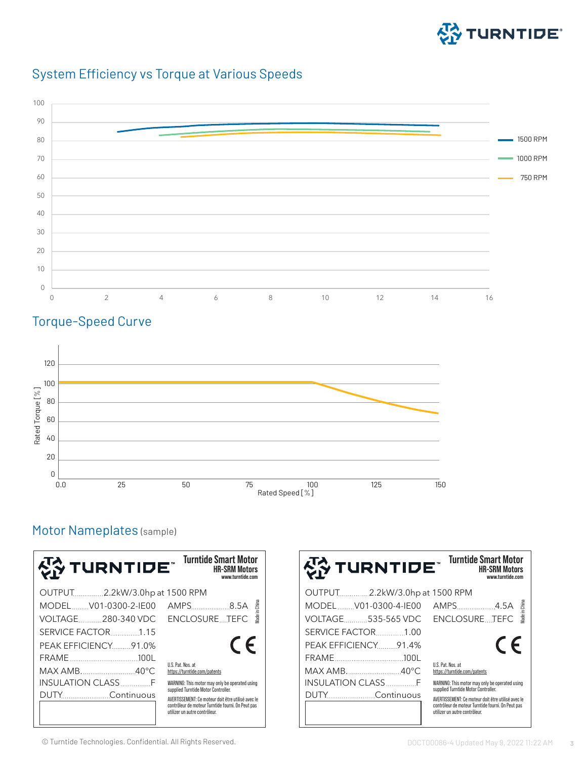## System Efficiency vs Torque at Various Speeds

(Chart: y-axis 0–100, x-axis 0–16; legend: 1500 RPM, 1000 RPM, 750 RPM)

## Torque-Speed Curve

(Chart: Rated Torque [%] vs Rated Speed [%])

## Motor Nameplates (sample)

**TURNTIDE™ — Turntide Smart Motor — HR-SRM Motors — www.turntide.com**

| | |
|---|---|
| OUTPUT | 2.2kW/3.0hp at 1500 RPM |
| MODEL | V01-0300-2-IE00 |
| AMPS | 8.5A |
| VOLTAGE | 280-340 VDC |
| ENCLOSURE | TEFC |
| SERVICE FACTOR | 1.15 |
| PEAK EFFICIENCY | 91.0% |
| FRAME | 100L |
| MAX AMB. | 40°C |
| INSULATION CLASS | F |
| DUTY | Continuous |

Made in China

CE

U.S. Pat. Nos. at https://turntide.com/patents

WARNING: This motor may only be operated using supplied Turntide Motor Controller.

AVERTISSEMENT: Ce moteur doit être utilisé avec le contrôleur de moteur Turntide fourni. On Peut pas utilizer un autre contrôleur.

**TURNTIDE™ — Turntide Smart Motor — HR-SRM Motors — www.turntide.com**

| | |
|---|---|
| OUTPUT | 2.2kW/3.0hp at 1500 RPM |
| MODEL | V01-0300-4-IE00 |
| AMPS | 4.5A |
| VOLTAGE | 535-565 VDC |
| ENCLOSURE | TEFC |
| SERVICE FACTOR | 1.00 |
| PEAK EFFICIENCY | 91.4% |
| FRAME | 100L |
| MAX AMB. | 40°C |
| INSULATION CLASS | F |
| DUTY | Continuous |

Made in China

CE

U.S. Pat. Nos. at https://turntide.com/patents

WARNING: This motor may only be operated using supplied Turntide Motor Controller.

AVERTISSEMENT: Ce moteur doit être utilisé avec le contrôleur de moteur Turntide fourni. On Peut pas utilizer un autre contrôleur.

© Turntide Technologies. Confidential. All Rights Reserved.

DOCT00086-4 Updated May 9, 2022 11:22 AM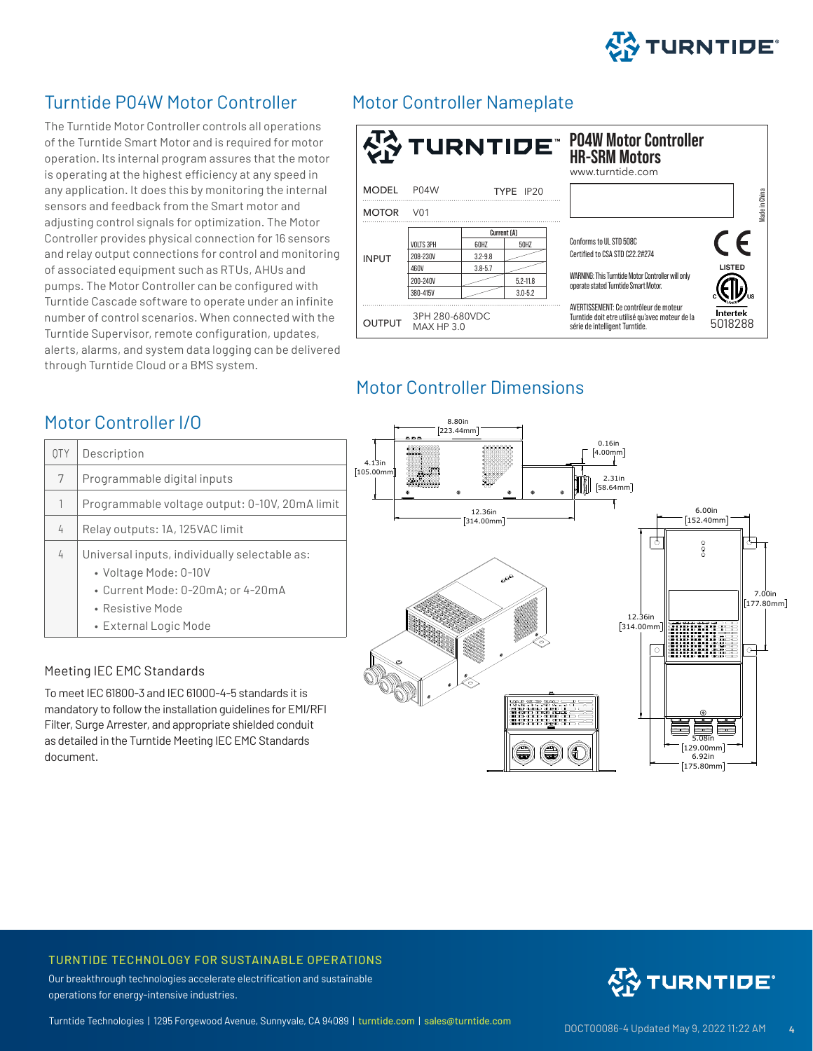## Turntide P04W Motor Controller

The Turntide Motor Controller controls all operations of the Turntide Smart Motor and is required for motor operation. Its internal program assures that the motor is operating at the highest efficiency at any speed in any application. It does this by monitoring the internal sensors and feedback from the Smart motor and adjusting control signals for optimization. The Motor Controller provides physical connection for 16 sensors and relay output connections for control and monitoring of associated equipment such as RTUs, AHUs and pumps. The Motor Controller can be configured with Turntide Cascade software to operate under an infinite number of control scenarios. When connected with the Turntide Supervisor, remote configuration, updates, alerts, alarms, and system data logging can be delivered through Turntide Cloud or a BMS system.

## Motor Controller I/O

| QTY | Description |
|---|---|
| 7 | Programmable digital inputs |
| 1 | Programmable voltage output: 0-10V, 20mA limit |
| 4 | Relay outputs: 1A, 125VAC limit |
| 4 | Universal inputs, individually selectable as:<br>• Voltage Mode: 0-10V<br>• Current Mode: 0-20mA; or 4-20mA<br>• Resistive Mode<br>• External Logic Mode |

### Meeting IEC EMC Standards

To meet IEC 61800-3 and IEC 61000-4-5 standards it is mandatory to follow the installation guidelines for EMI/RFI Filter, Surge Arrester, and appropriate shielded conduit as detailed in the Turntide Meeting IEC EMC Standards document.

## Motor Controller Nameplate

TURNTIDE™

**P04W Motor Controller**
**HR-SRM Motors**
www.turntide.com

MODEL P04W TYPE IP20

MOTOR V01

INPUT

| VOLTS 3PH | Current (A) 60HZ | Current (A) 50HZ |
|---|---|---|
| 208-230V | 3.2-9.8 | |
| 460V | 3.8-5.7 | |
| 200-240V | | 5.2-11.8 |
| 380-415V | | 3.0-5.2 |

OUTPUT 3PH 280-680VDC MAX HP 3.0

Made in China

Conforms to UL STD 508C
Certified to CSA STD C22.2#274

WARNING: This Turntide Motor Controller will only operate stated Turntide Smart Motor.

AVERTISSEMENT: Ce contrôleur de moteur Turntide doit etre utilisé qu'avec moteur de la série de intelligent Turntide.

LISTED
Intertek
5018288

## Motor Controller Dimensions

8.80in [223.44mm]
4.13in [105.00mm]
0.16in [4.00mm]
2.31in [58.64mm]
12.36in [314.00mm]
6.00in [152.40mm]
7.00in [177.80mm]
12.36in [314.00mm]
5.08in [129.00mm]
6.92in [175.80mm]

**TURNTIDE TECHNOLOGY FOR SUSTAINABLE OPERATIONS**

Our breakthrough technologies accelerate electrification and sustainable operations for energy-intensive industries.

Turntide Technologies | 1295 Forgewood Avenue, Sunnyvale, CA 94089 | turntide.com | sales@turntide.com

DOCT00086-4 Updated May 9, 2022 11:22 AM